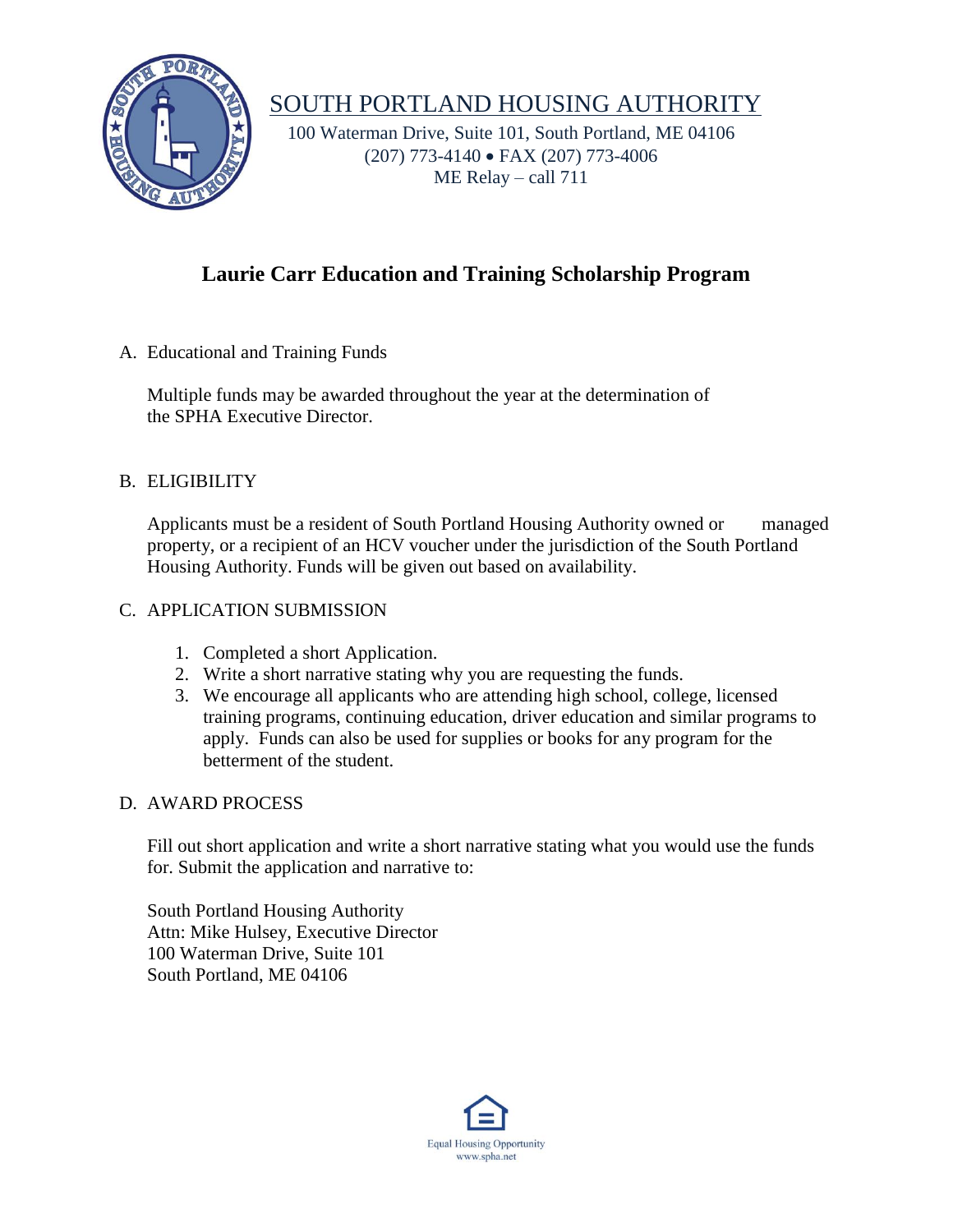# SOUTH PORTLAND HOUSING AUTHORITY

100 Waterman Drive, Suite 101, South Portland, ME 04106
(207) 773-4140 • FAX (207) 773-4006
ME Relay – call 711

## Laurie Carr Education and Training Scholarship Program

A. Educational and Training Funds

Multiple funds may be awarded throughout the year at the determination of the SPHA Executive Director.

B. ELIGIBILITY

Applicants must be a resident of South Portland Housing Authority owned or managed property, or a recipient of an HCV voucher under the jurisdiction of the South Portland Housing Authority. Funds will be given out based on availability.

C. APPLICATION SUBMISSION

1. Completed a short Application.
2. Write a short narrative stating why you are requesting the funds.
3. We encourage all applicants who are attending high school, college, licensed training programs, continuing education, driver education and similar programs to apply. Funds can also be used for supplies or books for any program for the betterment of the student.

D. AWARD PROCESS

Fill out short application and write a short narrative stating what you would use the funds for. Submit the application and narrative to:

South Portland Housing Authority
Attn: Mike Hulsey, Executive Director
100 Waterman Drive, Suite 101
South Portland, ME 04106

Equal Housing Opportunity
www.spha.net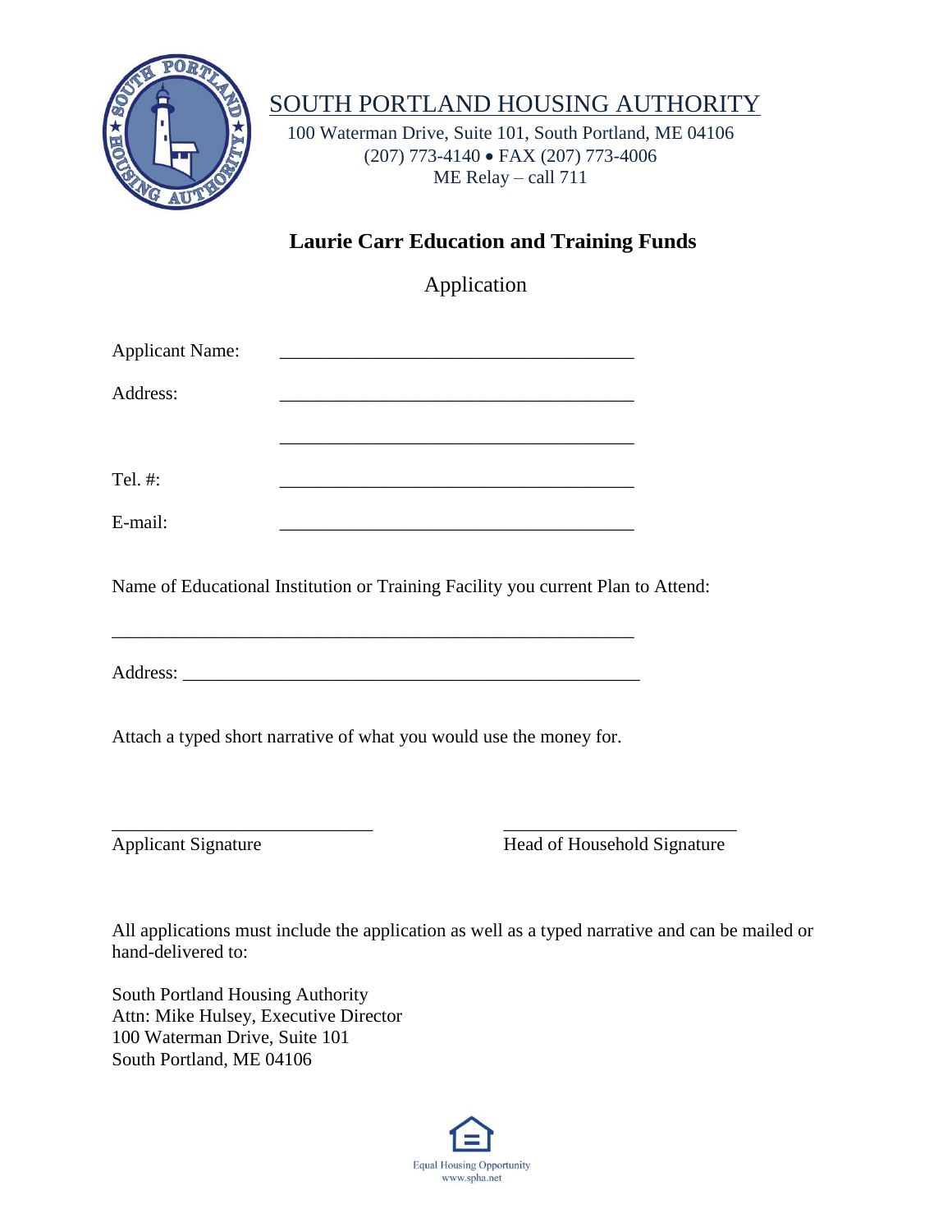# SOUTH PORTLAND HOUSING AUTHORITY

100 Waterman Drive, Suite 101, South Portland, ME 04106
(207) 773-4140 • FAX (207) 773-4006
ME Relay – call 711

## Laurie Carr Education and Training Funds

Application

Applicant Name: _______________________________________

Address: _______________________________________

_______________________________________

Tel. #: _______________________________________

E-mail: _______________________________________

Name of Educational Institution or Training Facility you current Plan to Attend:

_______________________________________________________

Address: _______________________________________________

Attach a typed short narrative of what you would use the money for.

_____________________________ _____________________________

Applicant Signature Head of Household Signature

All applications must include the application as well as a typed narrative and can be mailed or hand-delivered to:

South Portland Housing Authority
Attn: Mike Hulsey, Executive Director
100 Waterman Drive, Suite 101
South Portland, ME 04106

Equal Housing Opportunity
www.spha.net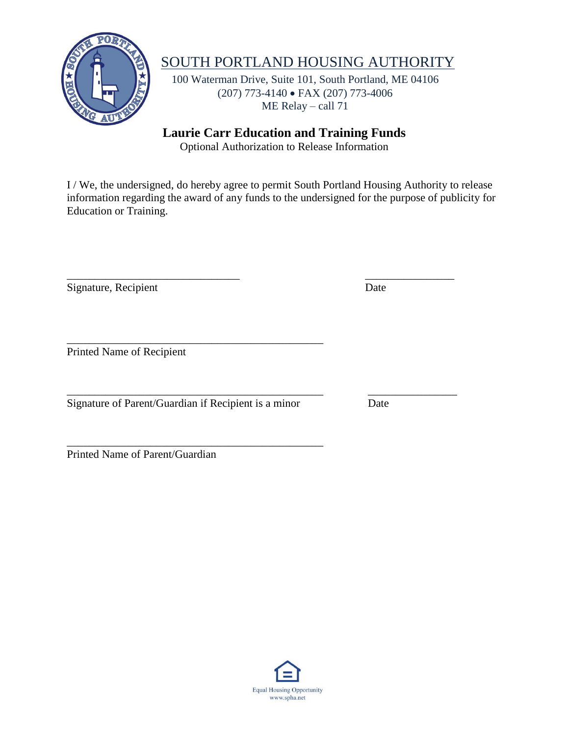# SOUTH PORTLAND HOUSING AUTHORITY

100 Waterman Drive, Suite 101, South Portland, ME 04106
(207) 773-4140 • FAX (207) 773-4006
ME Relay – call 71

## Laurie Carr Education and Training Funds

Optional Authorization to Release Information

I / We, the undersigned, do hereby agree to permit South Portland Housing Authority to release information regarding the award of any funds to the undersigned for the purpose of publicity for Education or Training.

_______________________________ &nbsp;&nbsp;&nbsp;&nbsp;&nbsp;&nbsp;&nbsp;&nbsp; ________________

Signature, Recipient &nbsp;&nbsp;&nbsp;&nbsp;&nbsp;&nbsp;&nbsp;&nbsp; Date

______________________________________________

Printed Name of Recipient

______________________________________________ &nbsp;&nbsp;&nbsp;&nbsp;&nbsp;&nbsp;&nbsp;&nbsp; ________________

Signature of Parent/Guardian if Recipient is a minor &nbsp;&nbsp;&nbsp;&nbsp;&nbsp;&nbsp;&nbsp;&nbsp; Date

______________________________________________

Printed Name of Parent/Guardian

Equal Housing Opportunity
www.spha.net